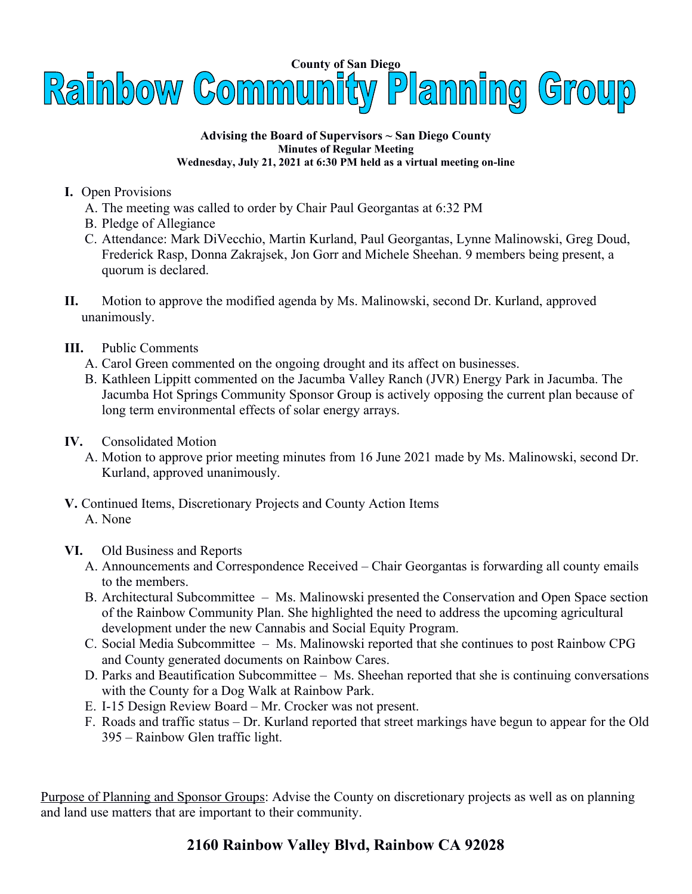County of San Diego

# Rainbow Community Planning Group

**Advising the Board of Supervisors ~ San Diego County**
**Minutes of Regular Meeting**
**Wednesday, July 21, 2021 at 6:30 PM held as a virtual meeting on-line**

**I.** Open Provisions
- A. The meeting was called to order by Chair Paul Georgantas at 6:32 PM
- B. Pledge of Allegiance
- C. Attendance: Mark DiVecchio, Martin Kurland, Paul Georgantas, Lynne Malinowski, Greg Doud, Frederick Rasp, Donna Zakrajsek, Jon Gorr and Michele Sheehan. 9 members being present, a quorum is declared.

**II.** Motion to approve the modified agenda by Ms. Malinowski, second Dr. Kurland, approved unanimously.

**III.** Public Comments
- A. Carol Green commented on the ongoing drought and its affect on businesses.
- B. Kathleen Lippitt commented on the Jacumba Valley Ranch (JVR) Energy Park in Jacumba. The Jacumba Hot Springs Community Sponsor Group is actively opposing the current plan because of long term environmental effects of solar energy arrays.

**IV.** Consolidated Motion
- A. Motion to approve prior meeting minutes from 16 June 2021 made by Ms. Malinowski, second Dr. Kurland, approved unanimously.

**V.** Continued Items, Discretionary Projects and County Action Items
- A. None

**VI.** Old Business and Reports
- A. Announcements and Correspondence Received – Chair Georgantas is forwarding all county emails to the members.
- B. Architectural Subcommittee – Ms. Malinowski presented the Conservation and Open Space section of the Rainbow Community Plan. She highlighted the need to address the upcoming agricultural development under the new Cannabis and Social Equity Program.
- C. Social Media Subcommittee – Ms. Malinowski reported that she continues to post Rainbow CPG and County generated documents on Rainbow Cares.
- D. Parks and Beautification Subcommittee – Ms. Sheehan reported that she is continuing conversations with the County for a Dog Walk at Rainbow Park.
- E. I-15 Design Review Board – Mr. Crocker was not present.
- F. Roads and traffic status – Dr. Kurland reported that street markings have begun to appear for the Old 395 – Rainbow Glen traffic light.

<u>Purpose of Planning and Sponsor Groups</u>: Advise the County on discretionary projects as well as on planning and land use matters that are important to their community.

**2160 Rainbow Valley Blvd, Rainbow CA 92028**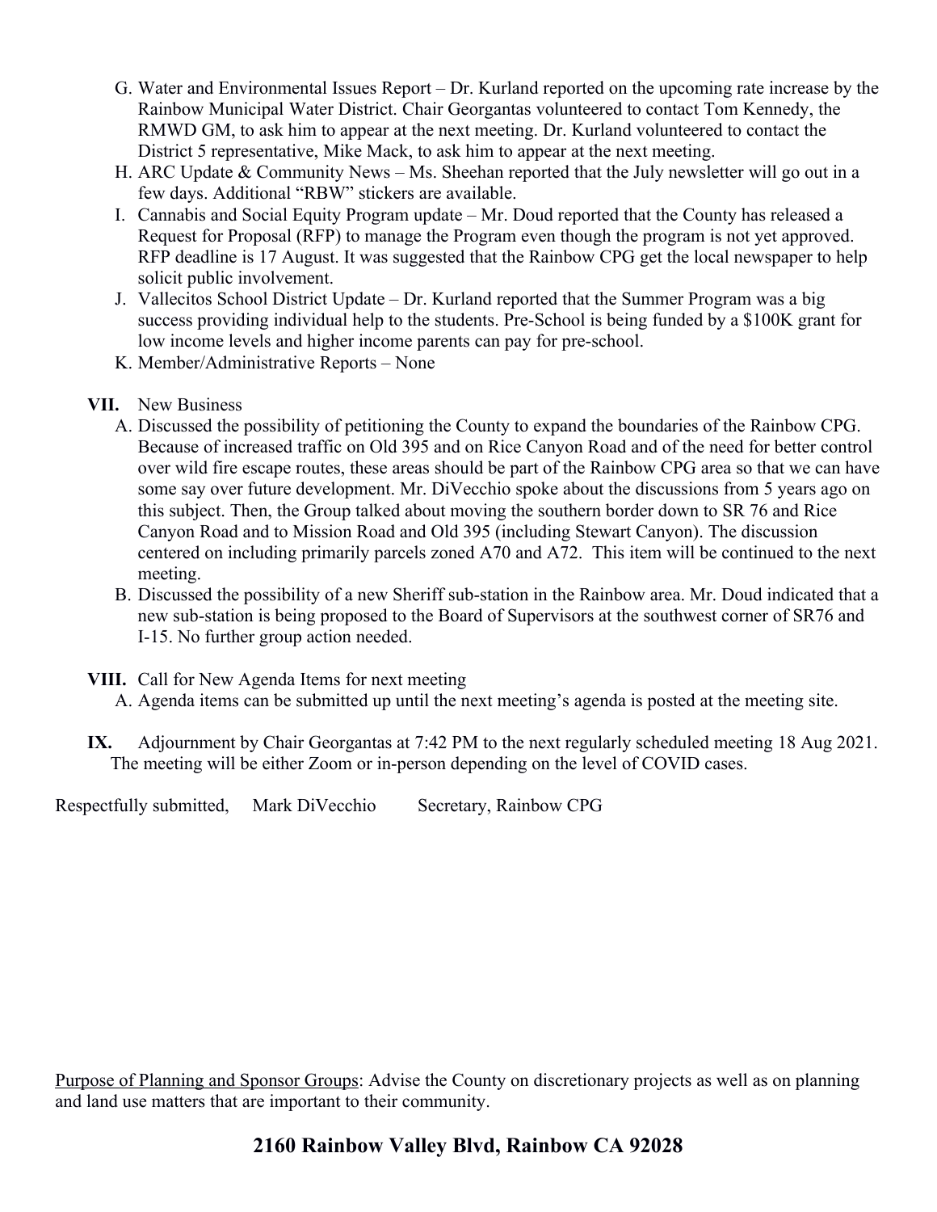G. Water and Environmental Issues Report – Dr. Kurland reported on the upcoming rate increase by the Rainbow Municipal Water District. Chair Georgantas volunteered to contact Tom Kennedy, the RMWD GM, to ask him to appear at the next meeting. Dr. Kurland volunteered to contact the District 5 representative, Mike Mack, to ask him to appear at the next meeting.

H. ARC Update & Community News – Ms. Sheehan reported that the July newsletter will go out in a few days. Additional "RBW" stickers are available.

I. Cannabis and Social Equity Program update – Mr. Doud reported that the County has released a Request for Proposal (RFP) to manage the Program even though the program is not yet approved. RFP deadline is 17 August. It was suggested that the Rainbow CPG get the local newspaper to help solicit public involvement.

J. Vallecitos School District Update – Dr. Kurland reported that the Summer Program was a big success providing individual help to the students. Pre-School is being funded by a $100K grant for low income levels and higher income parents can pay for pre-school.

K. Member/Administrative Reports – None

**VII.** New Business

A. Discussed the possibility of petitioning the County to expand the boundaries of the Rainbow CPG. Because of increased traffic on Old 395 and on Rice Canyon Road and of the need for better control over wild fire escape routes, these areas should be part of the Rainbow CPG area so that we can have some say over future development. Mr. DiVecchio spoke about the discussions from 5 years ago on this subject. Then, the Group talked about moving the southern border down to SR 76 and Rice Canyon Road and to Mission Road and Old 395 (including Stewart Canyon). The discussion centered on including primarily parcels zoned A70 and A72. This item will be continued to the next meeting.

B. Discussed the possibility of a new Sheriff sub-station in the Rainbow area. Mr. Doud indicated that a new sub-station is being proposed to the Board of Supervisors at the southwest corner of SR76 and I-15. No further group action needed.

**VIII.** Call for New Agenda Items for next meeting

A. Agenda items can be submitted up until the next meeting's agenda is posted at the meeting site.

**IX.** Adjournment by Chair Georgantas at 7:42 PM to the next regularly scheduled meeting 18 Aug 2021. The meeting will be either Zoom or in-person depending on the level of COVID cases.

Respectfully submitted, Mark DiVecchio Secretary, Rainbow CPG

Purpose of Planning and Sponsor Groups: Advise the County on discretionary projects as well as on planning and land use matters that are important to their community.

**2160 Rainbow Valley Blvd, Rainbow CA 92028**